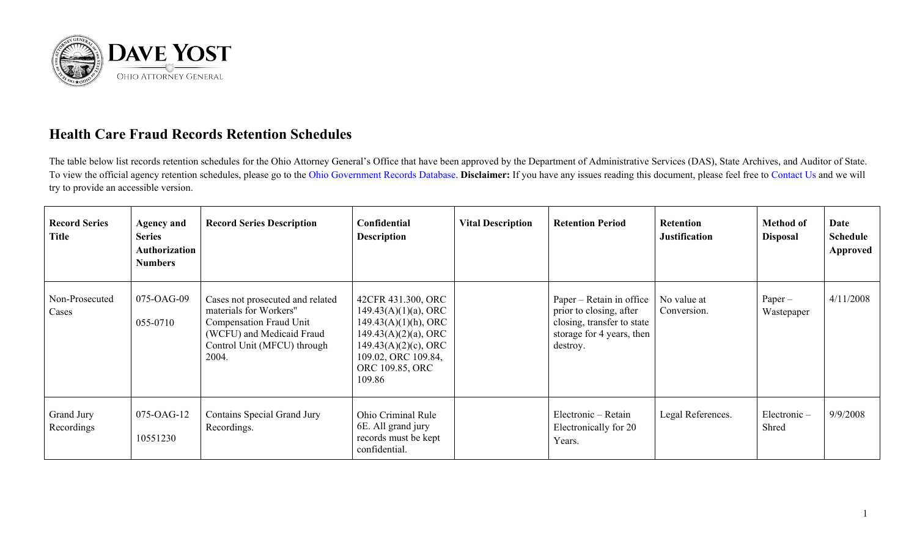DAVE YOST

OHIO ATTORNEY GENERAL

## Health Care Fraud Records Retention Schedules

The table below list records retention schedules for the Ohio Attorney General's Office that have been approved by the Department of Administrative Services (DAS), State Archives, and Auditor of State. To view the official agency retention schedules, please go to the Ohio Government Records Database. **Disclaimer:** If you have any issues reading this document, please feel free to Contact Us and we will try to provide an accessible version.

| Record Series Title | Agency and Series Authorization Numbers | Record Series Description | Confidential Description | Vital Description | Retention Period | Retention Justification | Method of Disposal | Date Schedule Approved |
|---|---|---|---|---|---|---|---|---|
| Non-Prosecuted Cases | 075-OAG-09 055-0710 | Cases not prosecuted and related materials for Workers" Compensation Fraud Unit (WCFU) and Medicaid Fraud Control Unit (MFCU) through 2004. | 42CFR 431.300, ORC 149.43(A)(1)(a), ORC 149.43(A)(1)(h), ORC 149.43(A)(2)(a), ORC 149.43(A)(2)(c), ORC 109.02, ORC 109.84, ORC 109.85, ORC 109.86 | | Paper – Retain in office prior to closing, after closing, transfer to state storage for 4 years, then destroy. | No value at Conversion. | Paper – Wastepaper | 4/11/2008 |
| Grand Jury Recordings | 075-OAG-12 10551230 | Contains Special Grand Jury Recordings. | Ohio Criminal Rule 6E. All grand jury records must be kept confidential. | | Electronic – Retain Electronically for 20 Years. | Legal References. | Electronic – Shred | 9/9/2008 |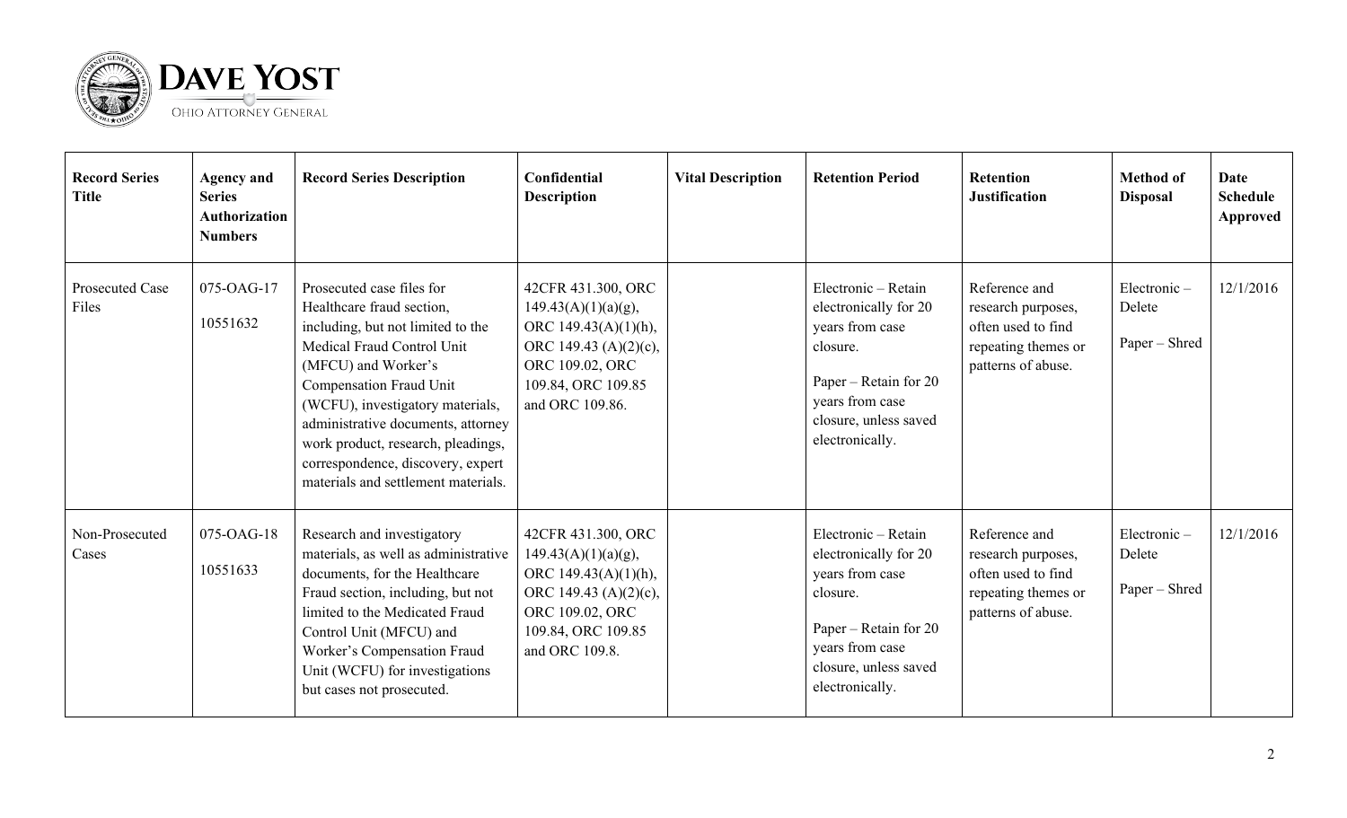| Record Series Title | Agency and Series Authorization Numbers | Record Series Description | Confidential Description | Vital Description | Retention Period | Retention Justification | Method of Disposal | Date Schedule Approved |
|---|---|---|---|---|---|---|---|---|
| Prosecuted Case Files | 075-OAG-17<br><br>10551632 | Prosecuted case files for Healthcare fraud section, including, but not limited to the Medical Fraud Control Unit (MFCU) and Worker's Compensation Fraud Unit (WCFU), investigatory materials, administrative documents, attorney work product, research, pleadings, correspondence, discovery, expert materials and settlement materials. | 42CFR 431.300, ORC 149.43(A)(1)(a)(g), ORC 149.43(A)(1)(h), ORC 149.43 (A)(2)(c), ORC 109.02, ORC 109.84, ORC 109.85 and ORC 109.86. | | Electronic – Retain electronically for 20 years from case closure.<br><br>Paper – Retain for 20 years from case closure, unless saved electronically. | Reference and research purposes, often used to find repeating themes or patterns of abuse. | Electronic – Delete<br><br>Paper – Shred | 12/1/2016 |
| Non-Prosecuted Cases | 075-OAG-18<br><br>10551633 | Research and investigatory materials, as well as administrative documents, for the Healthcare Fraud section, including, but not limited to the Medicated Fraud Control Unit (MFCU) and Worker's Compensation Fraud Unit (WCFU) for investigations but cases not prosecuted. | 42CFR 431.300, ORC 149.43(A)(1)(a)(g), ORC 149.43(A)(1)(h), ORC 149.43 (A)(2)(c), ORC 109.02, ORC 109.84, ORC 109.85 and ORC 109.8. | | Electronic – Retain electronically for 20 years from case closure.<br><br>Paper – Retain for 20 years from case closure, unless saved electronically. | Reference and research purposes, often used to find repeating themes or patterns of abuse. | Electronic – Delete<br><br>Paper – Shred | 12/1/2016 |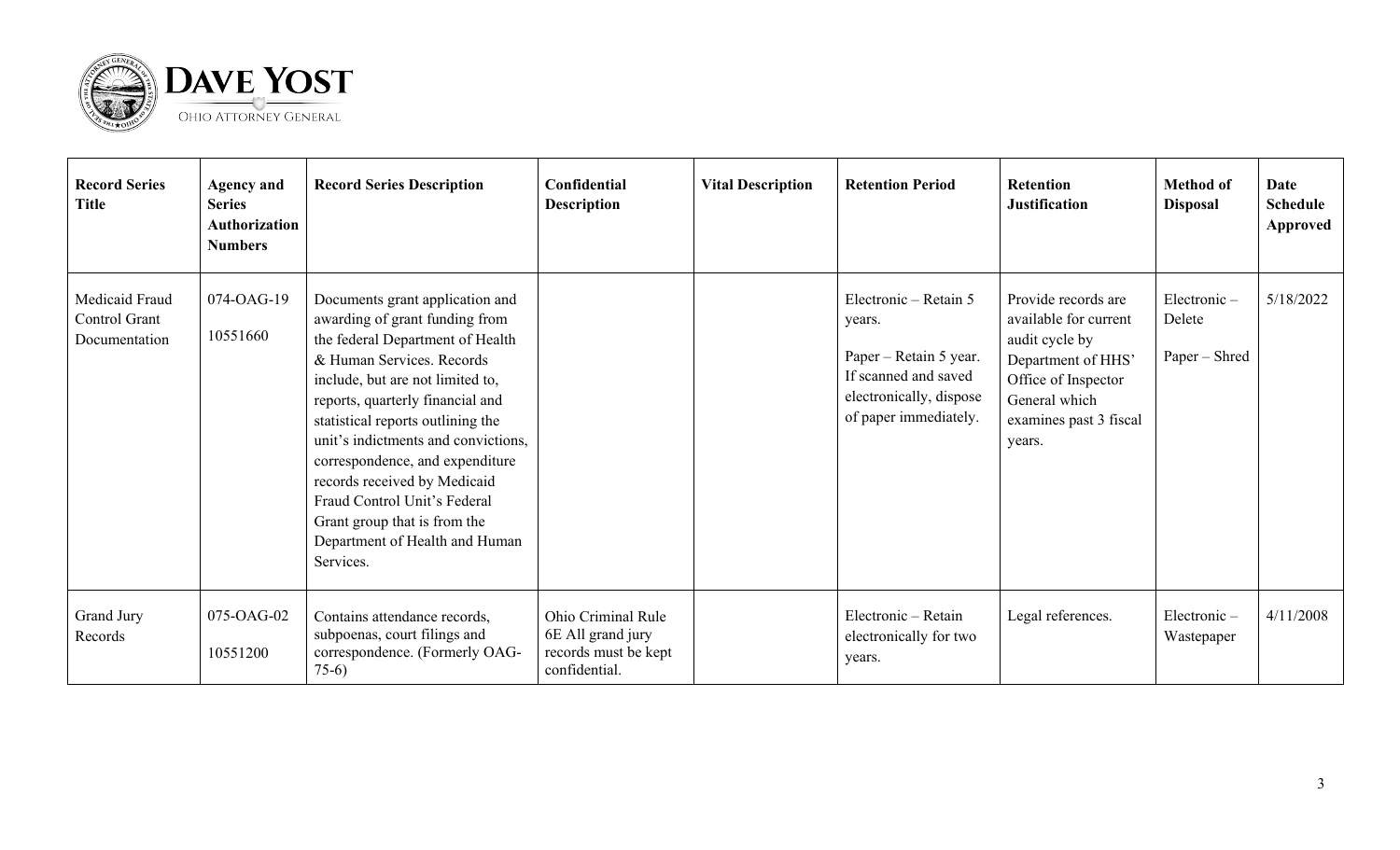| Record Series Title | Agency and Series Authorization Numbers | Record Series Description | Confidential Description | Vital Description | Retention Period | Retention Justification | Method of Disposal | Date Schedule Approved |
|---|---|---|---|---|---|---|---|---|
| Medicaid Fraud Control Grant Documentation | 074-OAG-19<br><br>10551660 | Documents grant application and awarding of grant funding from the federal Department of Health & Human Services. Records include, but are not limited to, reports, quarterly financial and statistical reports outlining the unit's indictments and convictions, correspondence, and expenditure records received by Medicaid Fraud Control Unit's Federal Grant group that is from the Department of Health and Human Services. | | | Electronic – Retain 5 years.<br><br>Paper – Retain 5 year. If scanned and saved electronically, dispose of paper immediately. | Provide records are available for current audit cycle by Department of HHS' Office of Inspector General which examines past 3 fiscal years. | Electronic – Delete<br><br>Paper – Shred | 5/18/2022 |
| Grand Jury Records | 075-OAG-02<br><br>10551200 | Contains attendance records, subpoenas, court filings and correspondence. (Formerly OAG-75-6) | Ohio Criminal Rule 6E All grand jury records must be kept confidential. | | Electronic – Retain electronically for two years. | Legal references. | Electronic – Wastepaper | 4/11/2008 |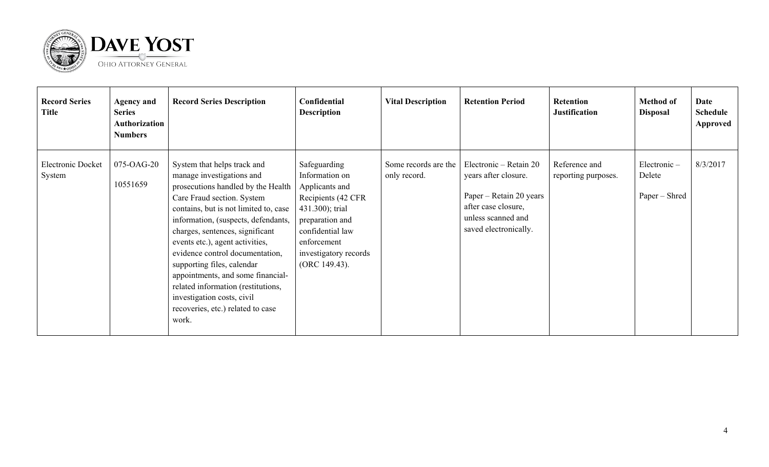| Record Series Title | Agency and Series Authorization Numbers | Record Series Description | Confidential Description | Vital Description | Retention Period | Retention Justification | Method of Disposal | Date Schedule Approved |
|---|---|---|---|---|---|---|---|---|
| Electronic Docket System | 075-OAG-20<br><br>10551659 | System that helps track and manage investigations and prosecutions handled by the Health Care Fraud section. System contains, but is not limited to, case information, (suspects, defendants, charges, sentences, significant events etc.), agent activities, evidence control documentation, supporting files, calendar appointments, and some financial-related information (restitutions, investigation costs, civil recoveries, etc.) related to case work. | Safeguarding Information on Applicants and Recipients (42 CFR 431.300); trial preparation and confidential law enforcement investigatory records (ORC 149.43). | Some records are the only record. | Electronic – Retain 20 years after closure.<br><br>Paper – Retain 20 years after case closure, unless scanned and saved electronically. | Reference and reporting purposes. | Electronic – Delete<br><br>Paper – Shred | 8/3/2017 |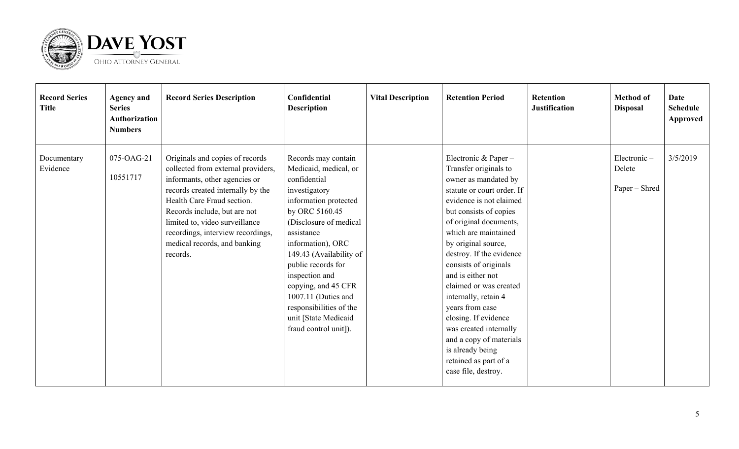| Record Series Title | Agency and Series Authorization Numbers | Record Series Description | Confidential Description | Vital Description | Retention Period | Retention Justification | Method of Disposal | Date Schedule Approved |
|---|---|---|---|---|---|---|---|---|
| Documentary Evidence | 075-OAG-21<br><br>10551717 | Originals and copies of records collected from external providers, informants, other agencies or records created internally by the Health Care Fraud section. Records include, but are not limited to, video surveillance recordings, interview recordings, medical records, and banking records. | Records may contain Medicaid, medical, or confidential investigatory information protected by ORC 5160.45 (Disclosure of medical assistance information), ORC 149.43 (Availability of public records for inspection and copying, and 45 CFR 1007.11 (Duties and responsibilities of the unit [State Medicaid fraud control unit]). | | Electronic & Paper – Transfer originals to owner as mandated by statute or court order. If evidence is not claimed but consists of copies of original documents, which are maintained by original source, destroy. If the evidence consists of originals and is either not claimed or was created internally, retain 4 years from case closing. If evidence was created internally and a copy of materials is already being retained as part of a case file, destroy. | | Electronic – Delete<br><br>Paper – Shred | 3/5/2019 |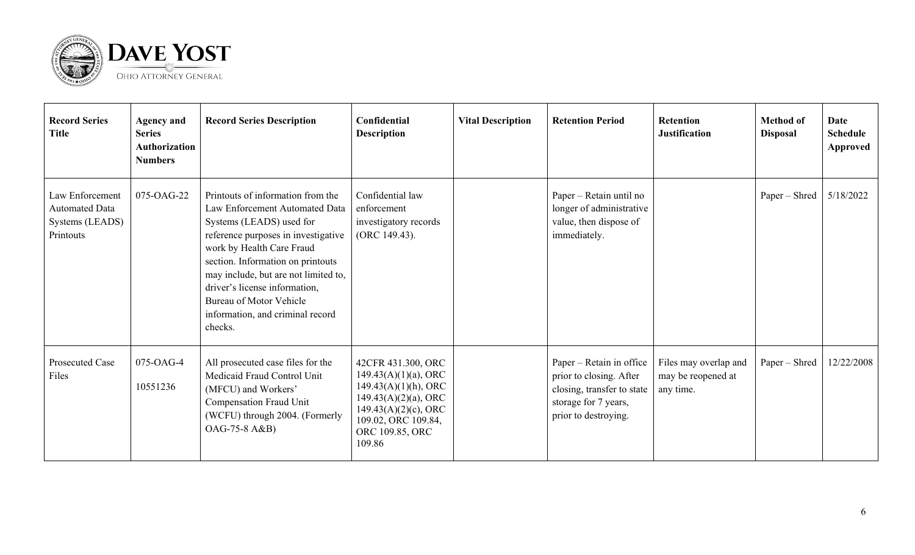| Record Series Title | Agency and Series Authorization Numbers | Record Series Description | Confidential Description | Vital Description | Retention Period | Retention Justification | Method of Disposal | Date Schedule Approved |
|---|---|---|---|---|---|---|---|---|
| Law Enforcement Automated Data Systems (LEADS) Printouts | 075-OAG-22 | Printouts of information from the Law Enforcement Automated Data Systems (LEADS) used for reference purposes in investigative work by Health Care Fraud section. Information on printouts may include, but are not limited to, driver's license information, Bureau of Motor Vehicle information, and criminal record checks. | Confidential law enforcement investigatory records (ORC 149.43). | | Paper – Retain until no longer of administrative value, then dispose of immediately. | | Paper – Shred | 5/18/2022 |
| Prosecuted Case Files | 075-OAG-4<br><br>10551236 | All prosecuted case files for the Medicaid Fraud Control Unit (MFCU) and Workers' Compensation Fraud Unit (WCFU) through 2004. (Formerly OAG-75-8 A&B) | 42CFR 431.300, ORC 149.43(A)(1)(a), ORC 149.43(A)(1)(h), ORC 149.43(A)(2)(a), ORC 149.43(A)(2)(c), ORC 109.02, ORC 109.84, ORC 109.85, ORC 109.86 | | Paper – Retain in office prior to closing. After closing, transfer to state storage for 7 years, prior to destroying. | Files may overlap and may be reopened at any time. | Paper – Shred | 12/22/2008 |